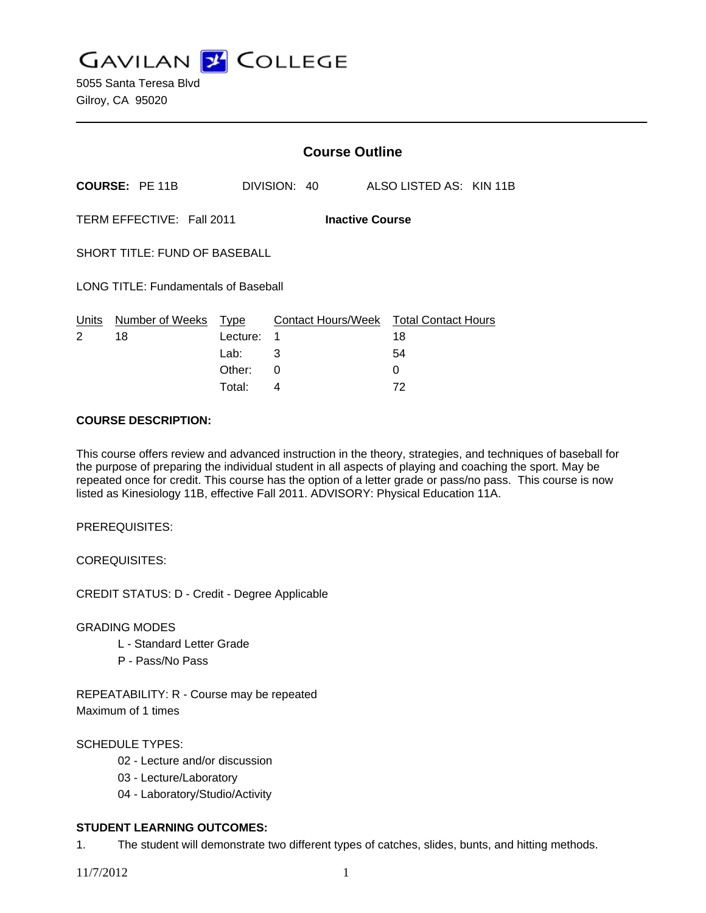# GAVILAN COLLEGE

5055 Santa Teresa Blvd
Gilroy, CA 95020

## Course Outline

**COURSE:** PE 11B DIVISION: 40 ALSO LISTED AS: KIN 11B

TERM EFFECTIVE: Fall 2011 **Inactive Course**

SHORT TITLE: FUND OF BASEBALL

LONG TITLE: Fundamentals of Baseball

| Units | Number of Weeks | Type | Contact Hours/Week | Total Contact Hours |
|---|---|---|---|---|
| 2 | 18 | Lecture: | 1 | 18 |
| | | Lab: | 3 | 54 |
| | | Other: | 0 | 0 |
| | | Total: | 4 | 72 |

**COURSE DESCRIPTION:**

This course offers review and advanced instruction in the theory, strategies, and techniques of baseball for the purpose of preparing the individual student in all aspects of playing and coaching the sport. May be repeated once for credit. This course has the option of a letter grade or pass/no pass. This course is now listed as Kinesiology 11B, effective Fall 2011. ADVISORY: Physical Education 11A.

PREREQUISITES:

COREQUISITES:

CREDIT STATUS: D - Credit - Degree Applicable

GRADING MODES
- L - Standard Letter Grade
- P - Pass/No Pass

REPEATABILITY: R - Course may be repeated
Maximum of 1 times

SCHEDULE TYPES:
- 02 - Lecture and/or discussion
- 03 - Lecture/Laboratory
- 04 - Laboratory/Studio/Activity

**STUDENT LEARNING OUTCOMES:**

1. The student will demonstrate two different types of catches, slides, bunts, and hitting methods.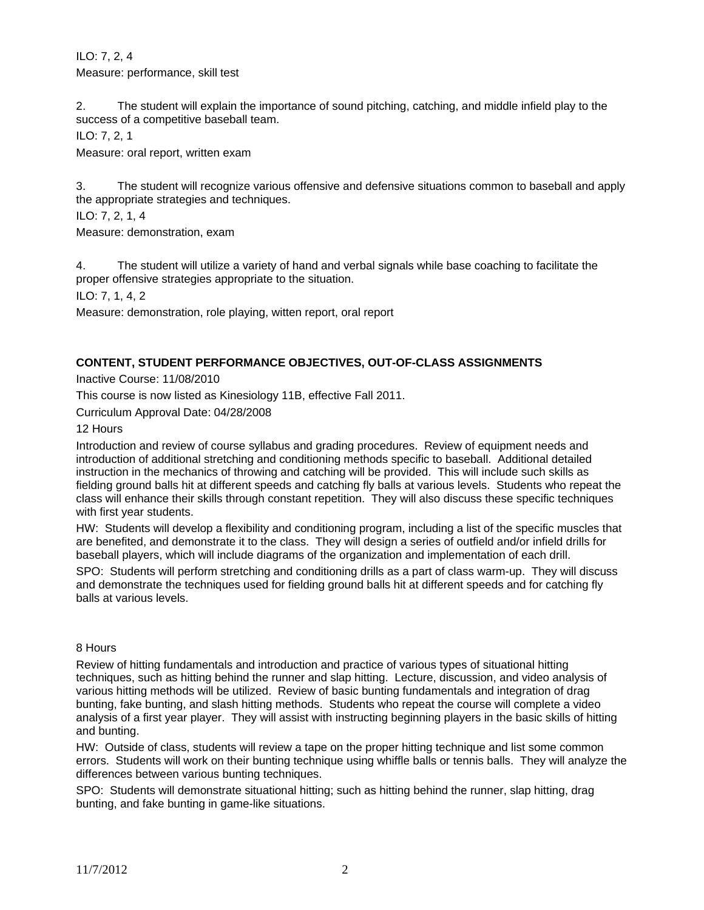ILO: 7, 2, 4

Measure: performance, skill test

2. The student will explain the importance of sound pitching, catching, and middle infield play to the success of a competitive baseball team.

ILO: 7, 2, 1

Measure: oral report, written exam

3. The student will recognize various offensive and defensive situations common to baseball and apply the appropriate strategies and techniques.

ILO: 7, 2, 1, 4

Measure: demonstration, exam

4. The student will utilize a variety of hand and verbal signals while base coaching to facilitate the proper offensive strategies appropriate to the situation.

ILO: 7, 1, 4, 2

Measure: demonstration, role playing, witten report, oral report

**CONTENT, STUDENT PERFORMANCE OBJECTIVES, OUT-OF-CLASS ASSIGNMENTS**

Inactive Course: 11/08/2010

This course is now listed as Kinesiology 11B, effective Fall 2011.

Curriculum Approval Date: 04/28/2008

12 Hours

Introduction and review of course syllabus and grading procedures. Review of equipment needs and introduction of additional stretching and conditioning methods specific to baseball. Additional detailed instruction in the mechanics of throwing and catching will be provided. This will include such skills as fielding ground balls hit at different speeds and catching fly balls at various levels. Students who repeat the class will enhance their skills through constant repetition. They will also discuss these specific techniques with first year students.

HW: Students will develop a flexibility and conditioning program, including a list of the specific muscles that are benefited, and demonstrate it to the class. They will design a series of outfield and/or infield drills for baseball players, which will include diagrams of the organization and implementation of each drill.

SPO: Students will perform stretching and conditioning drills as a part of class warm-up. They will discuss and demonstrate the techniques used for fielding ground balls hit at different speeds and for catching fly balls at various levels.

8 Hours

Review of hitting fundamentals and introduction and practice of various types of situational hitting techniques, such as hitting behind the runner and slap hitting. Lecture, discussion, and video analysis of various hitting methods will be utilized. Review of basic bunting fundamentals and integration of drag bunting, fake bunting, and slash hitting methods. Students who repeat the course will complete a video analysis of a first year player. They will assist with instructing beginning players in the basic skills of hitting and bunting.

HW: Outside of class, students will review a tape on the proper hitting technique and list some common errors. Students will work on their bunting technique using whiffle balls or tennis balls. They will analyze the differences between various bunting techniques.

SPO: Students will demonstrate situational hitting; such as hitting behind the runner, slap hitting, drag bunting, and fake bunting in game-like situations.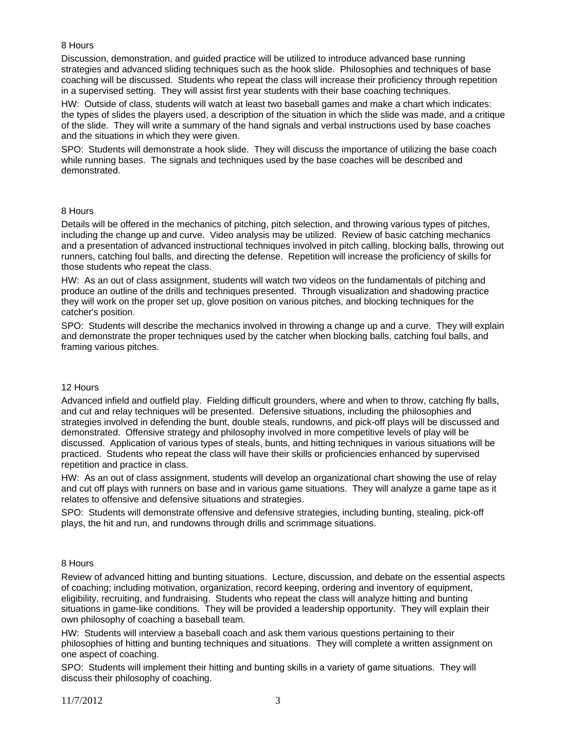8 Hours

Discussion, demonstration, and guided practice will be utilized to introduce advanced base running strategies and advanced sliding techniques such as the hook slide. Philosophies and techniques of base coaching will be discussed. Students who repeat the class will increase their proficiency through repetition in a supervised setting. They will assist first year students with their base coaching techniques.

HW: Outside of class, students will watch at least two baseball games and make a chart which indicates: the types of slides the players used, a description of the situation in which the slide was made, and a critique of the slide. They will write a summary of the hand signals and verbal instructions used by base coaches and the situations in which they were given.

SPO: Students will demonstrate a hook slide. They will discuss the importance of utilizing the base coach while running bases. The signals and techniques used by the base coaches will be described and demonstrated.

8 Hours

Details will be offered in the mechanics of pitching, pitch selection, and throwing various types of pitches, including the change up and curve. Video analysis may be utilized. Review of basic catching mechanics and a presentation of advanced instructional techniques involved in pitch calling, blocking balls, throwing out runners, catching foul balls, and directing the defense. Repetition will increase the proficiency of skills for those students who repeat the class.

HW: As an out of class assignment, students will watch two videos on the fundamentals of pitching and produce an outline of the drills and techniques presented. Through visualization and shadowing practice they will work on the proper set up, glove position on various pitches, and blocking techniques for the catcher's position.

SPO: Students will describe the mechanics involved in throwing a change up and a curve. They will explain and demonstrate the proper techniques used by the catcher when blocking balls, catching foul balls, and framing various pitches.

12 Hours

Advanced infield and outfield play. Fielding difficult grounders, where and when to throw, catching fly balls, and cut and relay techniques will be presented. Defensive situations, including the philosophies and strategies involved in defending the bunt, double steals, rundowns, and pick-off plays will be discussed and demonstrated. Offensive strategy and philosophy involved in more competitive levels of play will be discussed. Application of various types of steals, bunts, and hitting techniques in various situations will be practiced. Students who repeat the class will have their skills or proficiencies enhanced by supervised repetition and practice in class.

HW: As an out of class assignment, students will develop an organizational chart showing the use of relay and cut off plays with runners on base and in various game situations. They will analyze a game tape as it relates to offensive and defensive situations and strategies.

SPO: Students will demonstrate offensive and defensive strategies, including bunting, stealing, pick-off plays, the hit and run, and rundowns through drills and scrimmage situations.

8 Hours

Review of advanced hitting and bunting situations. Lecture, discussion, and debate on the essential aspects of coaching; including motivation, organization, record keeping, ordering and inventory of equipment, eligibility, recruiting, and fundraising. Students who repeat the class will analyze hitting and bunting situations in game-like conditions. They will be provided a leadership opportunity. They will explain their own philosophy of coaching a baseball team.

HW: Students will interview a baseball coach and ask them various questions pertaining to their philosophies of hitting and bunting techniques and situations. They will complete a written assignment on one aspect of coaching.

SPO: Students will implement their hitting and bunting skills in a variety of game situations. They will discuss their philosophy of coaching.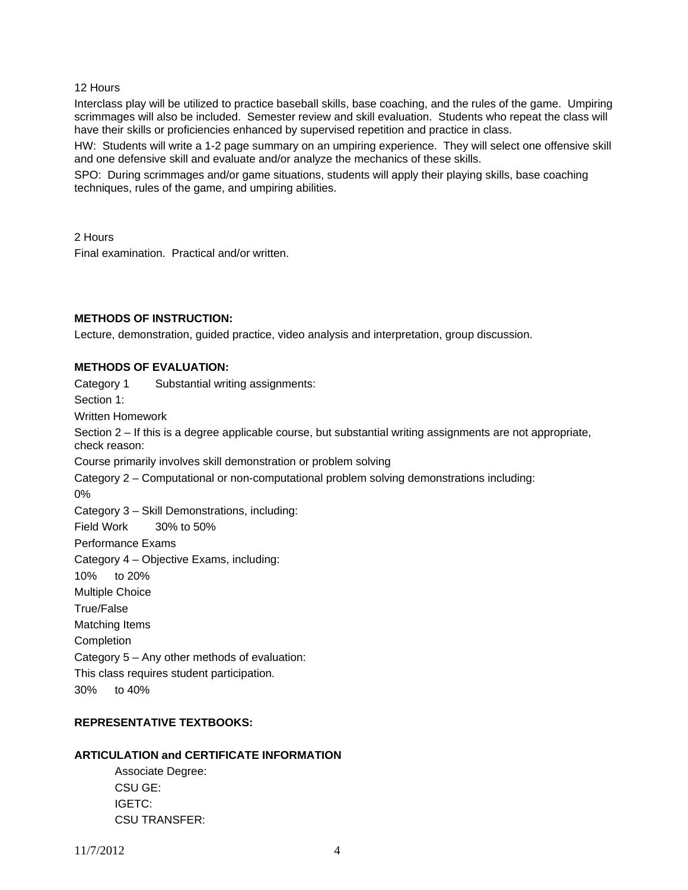12 Hours

Interclass play will be utilized to practice baseball skills, base coaching, and the rules of the game. Umpiring scrimmages will also be included. Semester review and skill evaluation. Students who repeat the class will have their skills or proficiencies enhanced by supervised repetition and practice in class.

HW: Students will write a 1-2 page summary on an umpiring experience. They will select one offensive skill and one defensive skill and evaluate and/or analyze the mechanics of these skills.

SPO: During scrimmages and/or game situations, students will apply their playing skills, base coaching techniques, rules of the game, and umpiring abilities.

2 Hours

Final examination. Practical and/or written.

**METHODS OF INSTRUCTION:**

Lecture, demonstration, guided practice, video analysis and interpretation, group discussion.

**METHODS OF EVALUATION:**

Category 1 Substantial writing assignments:

Section 1:

Written Homework

Section 2 – If this is a degree applicable course, but substantial writing assignments are not appropriate, check reason:

Course primarily involves skill demonstration or problem solving

Category 2 – Computational or non-computational problem solving demonstrations including:

0%

Category 3 – Skill Demonstrations, including:

Field Work 30% to 50%

Performance Exams

Category 4 – Objective Exams, including:

10% to 20%

Multiple Choice

True/False

Matching Items

Completion

Category 5 – Any other methods of evaluation:

This class requires student participation.

30% to 40%

**REPRESENTATIVE TEXTBOOKS:**

**ARTICULATION and CERTIFICATE INFORMATION**

Associate Degree:

CSU GE:

IGETC:

CSU TRANSFER: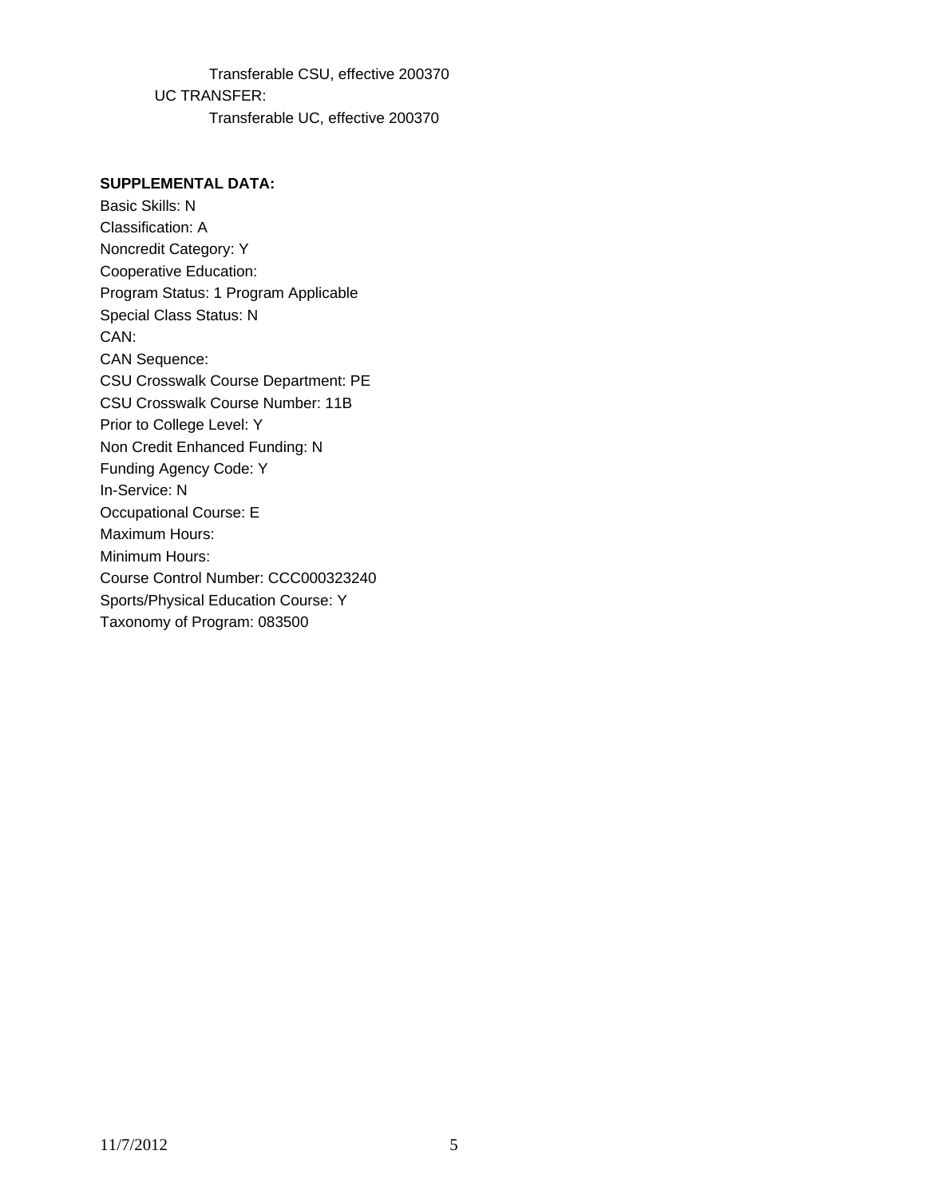Transferable CSU, effective 200370

UC TRANSFER:

Transferable UC, effective 200370

**SUPPLEMENTAL DATA:**

Basic Skills: N
Classification: A
Noncredit Category: Y
Cooperative Education:
Program Status: 1 Program Applicable
Special Class Status: N
CAN:
CAN Sequence:
CSU Crosswalk Course Department: PE
CSU Crosswalk Course Number: 11B
Prior to College Level: Y
Non Credit Enhanced Funding: N
Funding Agency Code: Y
In-Service: N
Occupational Course: E
Maximum Hours:
Minimum Hours:
Course Control Number: CCC000323240
Sports/Physical Education Course: Y
Taxonomy of Program: 083500